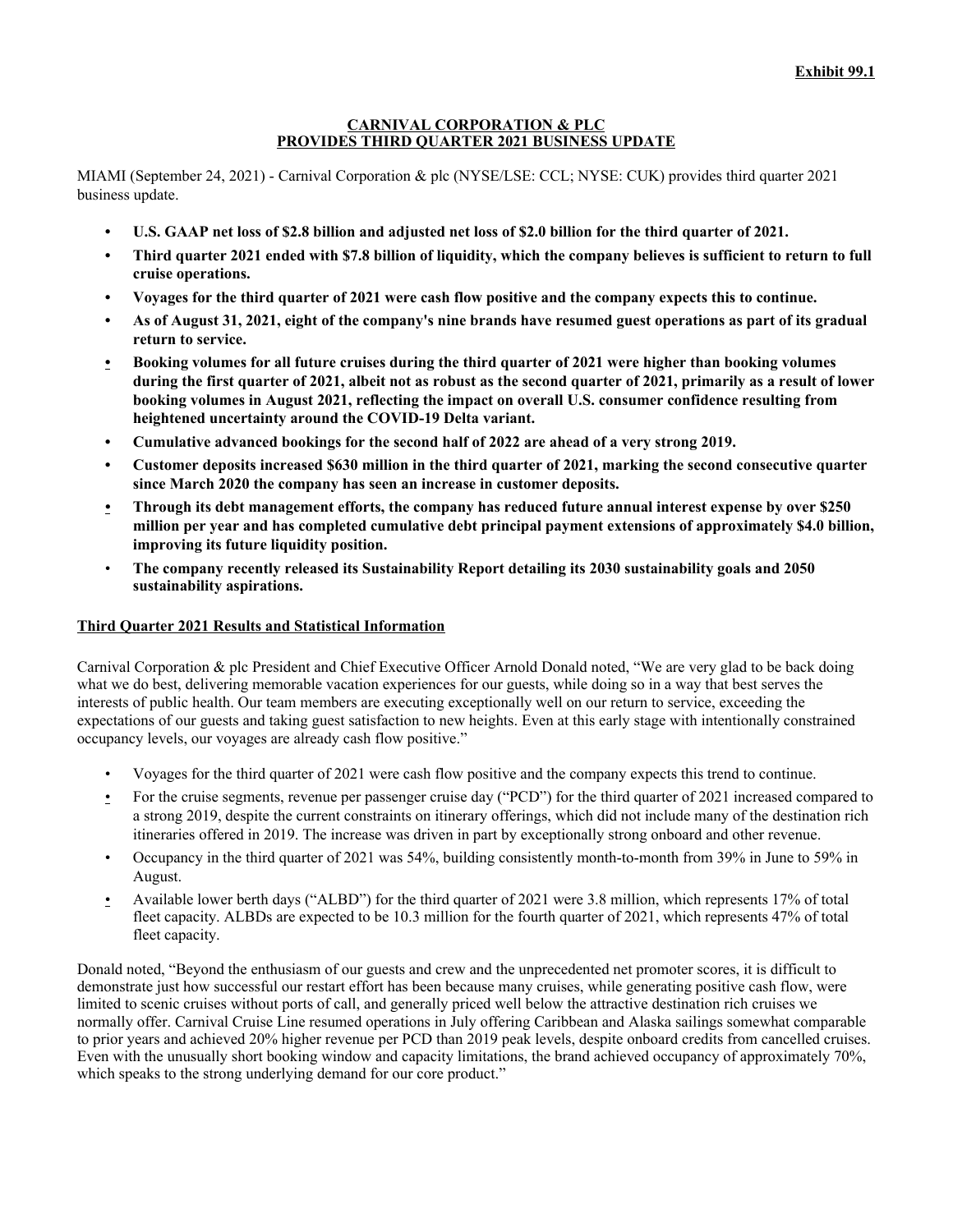**Exhibit 99.1**

# CARNIVAL CORPORATION & PLC PROVIDES THIRD QUARTER 2021 BUSINESS UPDATE

MIAMI (September 24, 2021) - Carnival Corporation & plc (NYSE/LSE: CCL; NYSE: CUK) provides third quarter 2021 business update.

- **U.S. GAAP net loss of $2.8 billion and adjusted net loss of $2.0 billion for the third quarter of 2021.**
- **Third quarter 2021 ended with $7.8 billion of liquidity, which the company believes is sufficient to return to full cruise operations.**
- **Voyages for the third quarter of 2021 were cash flow positive and the company expects this to continue.**
- **As of August 31, 2021, eight of the company's nine brands have resumed guest operations as part of its gradual return to service.**
- **Booking volumes for all future cruises during the third quarter of 2021 were higher than booking volumes during the first quarter of 2021, albeit not as robust as the second quarter of 2021, primarily as a result of lower booking volumes in August 2021, reflecting the impact on overall U.S. consumer confidence resulting from heightened uncertainty around the COVID-19 Delta variant.**
- **Cumulative advanced bookings for the second half of 2022 are ahead of a very strong 2019.**
- **Customer deposits increased $630 million in the third quarter of 2021, marking the second consecutive quarter since March 2020 the company has seen an increase in customer deposits.**
- **Through its debt management efforts, the company has reduced future annual interest expense by over $250 million per year and has completed cumulative debt principal payment extensions of approximately $4.0 billion, improving its future liquidity position.**
- **The company recently released its Sustainability Report detailing its 2030 sustainability goals and 2050 sustainability aspirations.**

## Third Quarter 2021 Results and Statistical Information

Carnival Corporation & plc President and Chief Executive Officer Arnold Donald noted, "We are very glad to be back doing what we do best, delivering memorable vacation experiences for our guests, while doing so in a way that best serves the interests of public health. Our team members are executing exceptionally well on our return to service, exceeding the expectations of our guests and taking guest satisfaction to new heights. Even at this early stage with intentionally constrained occupancy levels, our voyages are already cash flow positive."

- Voyages for the third quarter of 2021 were cash flow positive and the company expects this trend to continue.
- For the cruise segments, revenue per passenger cruise day ("PCD") for the third quarter of 2021 increased compared to a strong 2019, despite the current constraints on itinerary offerings, which did not include many of the destination rich itineraries offered in 2019. The increase was driven in part by exceptionally strong onboard and other revenue.
- Occupancy in the third quarter of 2021 was 54%, building consistently month-to-month from 39% in June to 59% in August.
- Available lower berth days ("ALBD") for the third quarter of 2021 were 3.8 million, which represents 17% of total fleet capacity. ALBDs are expected to be 10.3 million for the fourth quarter of 2021, which represents 47% of total fleet capacity.

Donald noted, "Beyond the enthusiasm of our guests and crew and the unprecedented net promoter scores, it is difficult to demonstrate just how successful our restart effort has been because many cruises, while generating positive cash flow, were limited to scenic cruises without ports of call, and generally priced well below the attractive destination rich cruises we normally offer. Carnival Cruise Line resumed operations in July offering Caribbean and Alaska sailings somewhat comparable to prior years and achieved 20% higher revenue per PCD than 2019 peak levels, despite onboard credits from cancelled cruises. Even with the unusually short booking window and capacity limitations, the brand achieved occupancy of approximately 70%, which speaks to the strong underlying demand for our core product."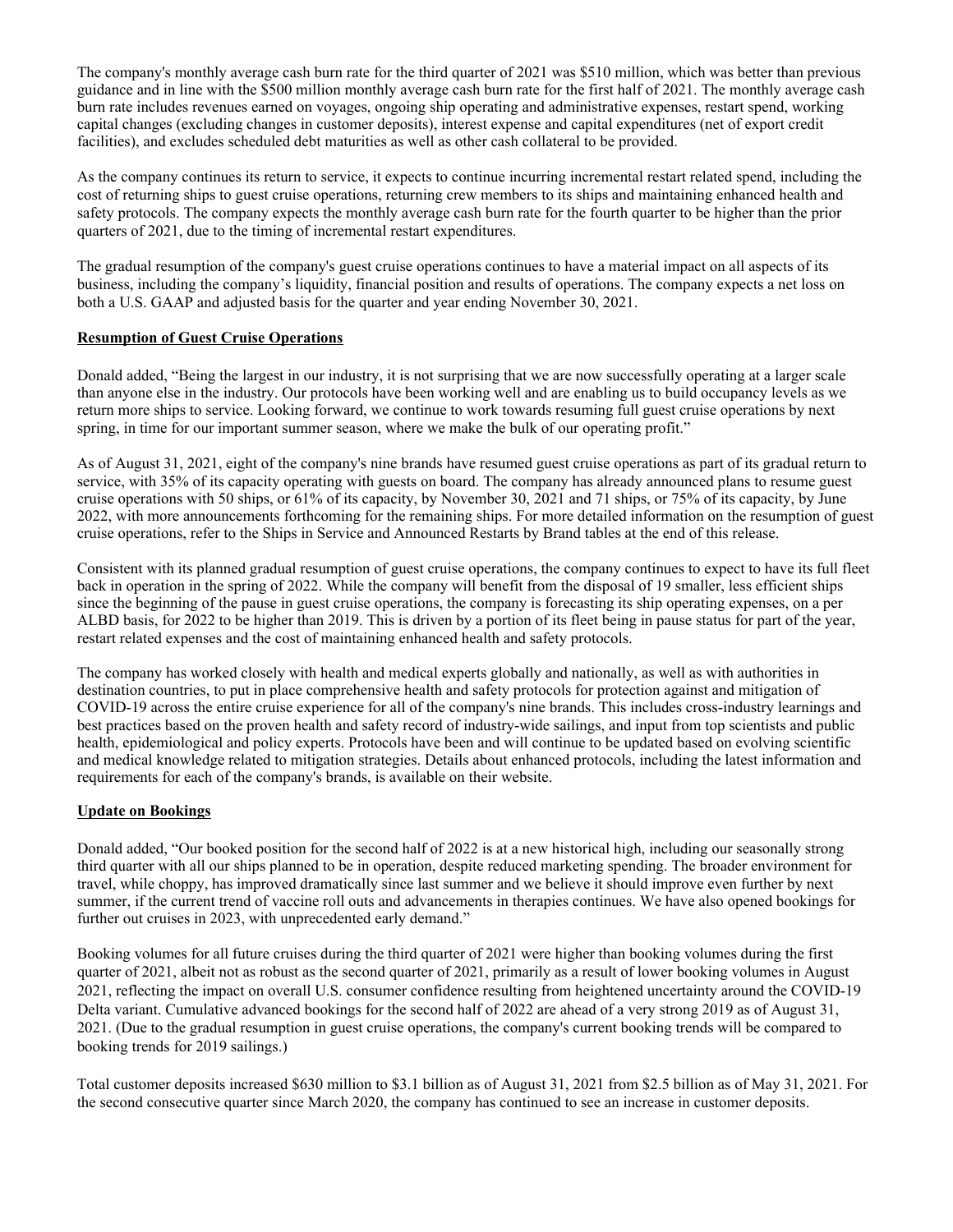The company's monthly average cash burn rate for the third quarter of 2021 was $510 million, which was better than previous guidance and in line with the $500 million monthly average cash burn rate for the first half of 2021. The monthly average cash burn rate includes revenues earned on voyages, ongoing ship operating and administrative expenses, restart spend, working capital changes (excluding changes in customer deposits), interest expense and capital expenditures (net of export credit facilities), and excludes scheduled debt maturities as well as other cash collateral to be provided.

As the company continues its return to service, it expects to continue incurring incremental restart related spend, including the cost of returning ships to guest cruise operations, returning crew members to its ships and maintaining enhanced health and safety protocols. The company expects the monthly average cash burn rate for the fourth quarter to be higher than the prior quarters of 2021, due to the timing of incremental restart expenditures.

The gradual resumption of the company's guest cruise operations continues to have a material impact on all aspects of its business, including the company's liquidity, financial position and results of operations. The company expects a net loss on both a U.S. GAAP and adjusted basis for the quarter and year ending November 30, 2021.

**Resumption of Guest Cruise Operations**

Donald added, "Being the largest in our industry, it is not surprising that we are now successfully operating at a larger scale than anyone else in the industry. Our protocols have been working well and are enabling us to build occupancy levels as we return more ships to service. Looking forward, we continue to work towards resuming full guest cruise operations by next spring, in time for our important summer season, where we make the bulk of our operating profit."

As of August 31, 2021, eight of the company's nine brands have resumed guest cruise operations as part of its gradual return to service, with 35% of its capacity operating with guests on board. The company has already announced plans to resume guest cruise operations with 50 ships, or 61% of its capacity, by November 30, 2021 and 71 ships, or 75% of its capacity, by June 2022, with more announcements forthcoming for the remaining ships. For more detailed information on the resumption of guest cruise operations, refer to the Ships in Service and Announced Restarts by Brand tables at the end of this release.

Consistent with its planned gradual resumption of guest cruise operations, the company continues to expect to have its full fleet back in operation in the spring of 2022. While the company will benefit from the disposal of 19 smaller, less efficient ships since the beginning of the pause in guest cruise operations, the company is forecasting its ship operating expenses, on a per ALBD basis, for 2022 to be higher than 2019. This is driven by a portion of its fleet being in pause status for part of the year, restart related expenses and the cost of maintaining enhanced health and safety protocols.

The company has worked closely with health and medical experts globally and nationally, as well as with authorities in destination countries, to put in place comprehensive health and safety protocols for protection against and mitigation of COVID-19 across the entire cruise experience for all of the company's nine brands. This includes cross-industry learnings and best practices based on the proven health and safety record of industry-wide sailings, and input from top scientists and public health, epidemiological and policy experts. Protocols have been and will continue to be updated based on evolving scientific and medical knowledge related to mitigation strategies. Details about enhanced protocols, including the latest information and requirements for each of the company's brands, is available on their website.

**Update on Bookings**

Donald added, "Our booked position for the second half of 2022 is at a new historical high, including our seasonally strong third quarter with all our ships planned to be in operation, despite reduced marketing spending. The broader environment for travel, while choppy, has improved dramatically since last summer and we believe it should improve even further by next summer, if the current trend of vaccine roll outs and advancements in therapies continues. We have also opened bookings for further out cruises in 2023, with unprecedented early demand."

Booking volumes for all future cruises during the third quarter of 2021 were higher than booking volumes during the first quarter of 2021, albeit not as robust as the second quarter of 2021, primarily as a result of lower booking volumes in August 2021, reflecting the impact on overall U.S. consumer confidence resulting from heightened uncertainty around the COVID-19 Delta variant. Cumulative advanced bookings for the second half of 2022 are ahead of a very strong 2019 as of August 31, 2021. (Due to the gradual resumption in guest cruise operations, the company's current booking trends will be compared to booking trends for 2019 sailings.)

Total customer deposits increased $630 million to $3.1 billion as of August 31, 2021 from $2.5 billion as of May 31, 2021. For the second consecutive quarter since March 2020, the company has continued to see an increase in customer deposits.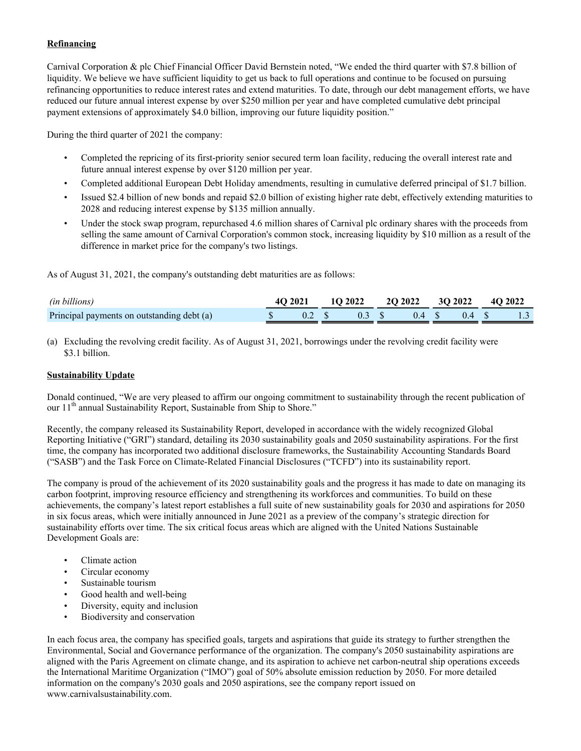**Refinancing**

Carnival Corporation & plc Chief Financial Officer David Bernstein noted, "We ended the third quarter with $7.8 billion of liquidity. We believe we have sufficient liquidity to get us back to full operations and continue to be focused on pursuing refinancing opportunities to reduce interest rates and extend maturities. To date, through our debt management efforts, we have reduced our future annual interest expense by over $250 million per year and have completed cumulative debt principal payment extensions of approximately $4.0 billion, improving our future liquidity position."

During the third quarter of 2021 the company:

- Completed the repricing of its first-priority senior secured term loan facility, reducing the overall interest rate and future annual interest expense by over $120 million per year.
- Completed additional European Debt Holiday amendments, resulting in cumulative deferred principal of $1.7 billion.
- Issued $2.4 billion of new bonds and repaid $2.0 billion of existing higher rate debt, effectively extending maturities to 2028 and reducing interest expense by $135 million annually.
- Under the stock swap program, repurchased 4.6 million shares of Carnival plc ordinary shares with the proceeds from selling the same amount of Carnival Corporation's common stock, increasing liquidity by $10 million as a result of the difference in market price for the company's two listings.

As of August 31, 2021, the company's outstanding debt maturities are as follows:

| *(in billions)* | 4Q 2021 | 1Q 2022 | 2Q 2022 | 3Q 2022 | 4Q 2022 |
|---|---|---|---|---|---|
| Principal payments on outstanding debt (a) | $ 0.2 | $ 0.3 | $ 0.4 | $ 0.4 | $ 1.3 |

(a) Excluding the revolving credit facility. As of August 31, 2021, borrowings under the revolving credit facility were $3.1 billion.

**Sustainability Update**

Donald continued, "We are very pleased to affirm our ongoing commitment to sustainability through the recent publication of our 11th annual Sustainability Report, Sustainable from Ship to Shore."

Recently, the company released its Sustainability Report, developed in accordance with the widely recognized Global Reporting Initiative ("GRI") standard, detailing its 2030 sustainability goals and 2050 sustainability aspirations. For the first time, the company has incorporated two additional disclosure frameworks, the Sustainability Accounting Standards Board ("SASB") and the Task Force on Climate-Related Financial Disclosures ("TCFD") into its sustainability report.

The company is proud of the achievement of its 2020 sustainability goals and the progress it has made to date on managing its carbon footprint, improving resource efficiency and strengthening its workforces and communities. To build on these achievements, the company's latest report establishes a full suite of new sustainability goals for 2030 and aspirations for 2050 in six focus areas, which were initially announced in June 2021 as a preview of the company's strategic direction for sustainability efforts over time. The six critical focus areas which are aligned with the United Nations Sustainable Development Goals are:

- Climate action
- Circular economy
- Sustainable tourism
- Good health and well-being
- Diversity, equity and inclusion
- Biodiversity and conservation

In each focus area, the company has specified goals, targets and aspirations that guide its strategy to further strengthen the Environmental, Social and Governance performance of the organization. The company's 2050 sustainability aspirations are aligned with the Paris Agreement on climate change, and its aspiration to achieve net carbon-neutral ship operations exceeds the International Maritime Organization ("IMO") goal of 50% absolute emission reduction by 2050. For more detailed information on the company's 2030 goals and 2050 aspirations, see the company report issued on www.carnivalsustainability.com.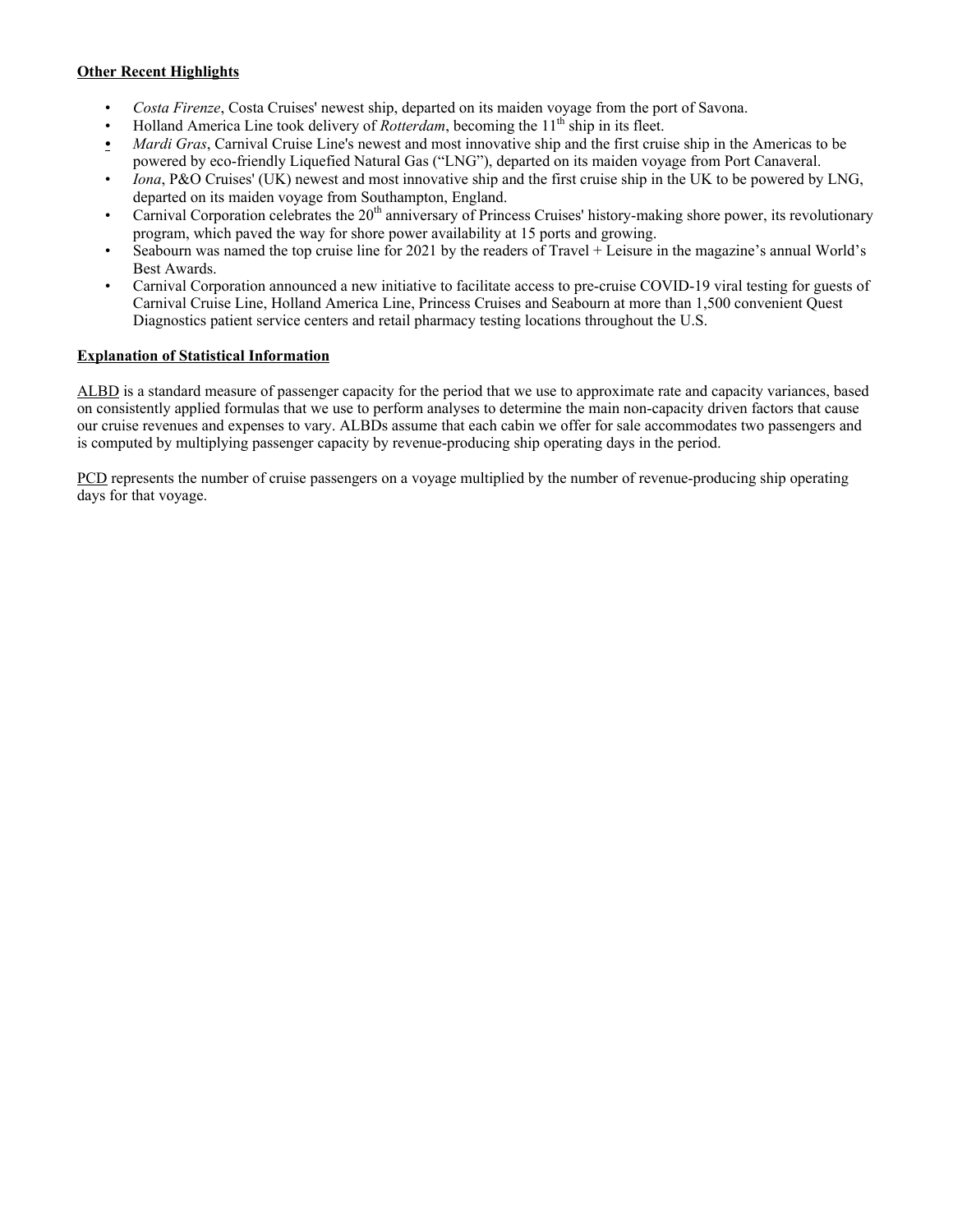**Other Recent Highlights**

- *Costa Firenze*, Costa Cruises' newest ship, departed on its maiden voyage from the port of Savona.
- Holland America Line took delivery of *Rotterdam*, becoming the 11th ship in its fleet.
- *Mardi Gras*, Carnival Cruise Line's newest and most innovative ship and the first cruise ship in the Americas to be powered by eco-friendly Liquefied Natural Gas ("LNG"), departed on its maiden voyage from Port Canaveral.
- *Iona*, P&O Cruises' (UK) newest and most innovative ship and the first cruise ship in the UK to be powered by LNG, departed on its maiden voyage from Southampton, England.
- Carnival Corporation celebrates the 20th anniversary of Princess Cruises' history-making shore power, its revolutionary program, which paved the way for shore power availability at 15 ports and growing.
- Seabourn was named the top cruise line for 2021 by the readers of Travel + Leisure in the magazine's annual World's Best Awards.
- Carnival Corporation announced a new initiative to facilitate access to pre-cruise COVID-19 viral testing for guests of Carnival Cruise Line, Holland America Line, Princess Cruises and Seabourn at more than 1,500 convenient Quest Diagnostics patient service centers and retail pharmacy testing locations throughout the U.S.

**Explanation of Statistical Information**

ALBD is a standard measure of passenger capacity for the period that we use to approximate rate and capacity variances, based on consistently applied formulas that we use to perform analyses to determine the main non-capacity driven factors that cause our cruise revenues and expenses to vary. ALBDs assume that each cabin we offer for sale accommodates two passengers and is computed by multiplying passenger capacity by revenue-producing ship operating days in the period.

PCD represents the number of cruise passengers on a voyage multiplied by the number of revenue-producing ship operating days for that voyage.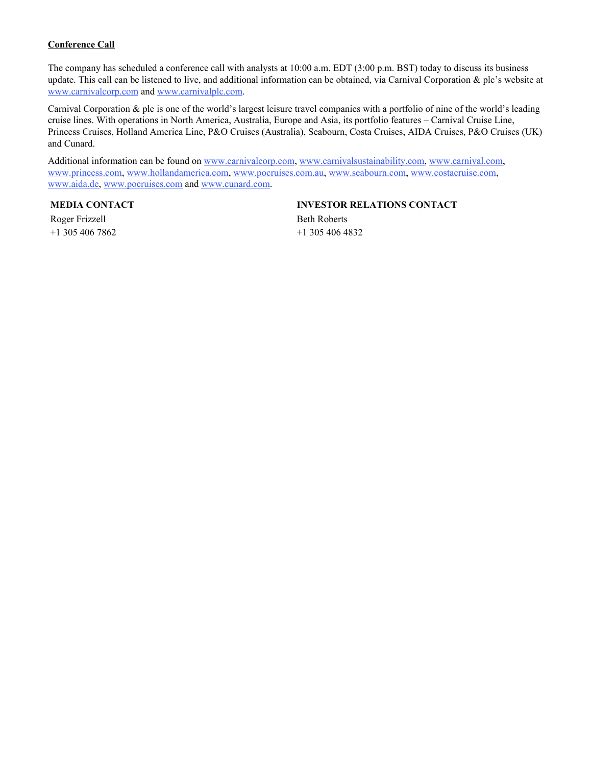**Conference Call**

The company has scheduled a conference call with analysts at 10:00 a.m. EDT (3:00 p.m. BST) today to discuss its business update. This call can be listened to live, and additional information can be obtained, via Carnival Corporation & plc's website at www.carnivalcorp.com and www.carnivalplc.com.

Carnival Corporation & plc is one of the world's largest leisure travel companies with a portfolio of nine of the world's leading cruise lines. With operations in North America, Australia, Europe and Asia, its portfolio features – Carnival Cruise Line, Princess Cruises, Holland America Line, P&O Cruises (Australia), Seabourn, Costa Cruises, AIDA Cruises, P&O Cruises (UK) and Cunard.

Additional information can be found on www.carnivalcorp.com, www.carnivalsustainability.com, www.carnival.com, www.princess.com, www.hollandamerica.com, www.pocruises.com.au, www.seabourn.com, www.costacruise.com, www.aida.de, www.pocruises.com and www.cunard.com.

**MEDIA CONTACT**
Roger Frizzell
+1 305 406 7862

**INVESTOR RELATIONS CONTACT**
Beth Roberts
+1 305 406 4832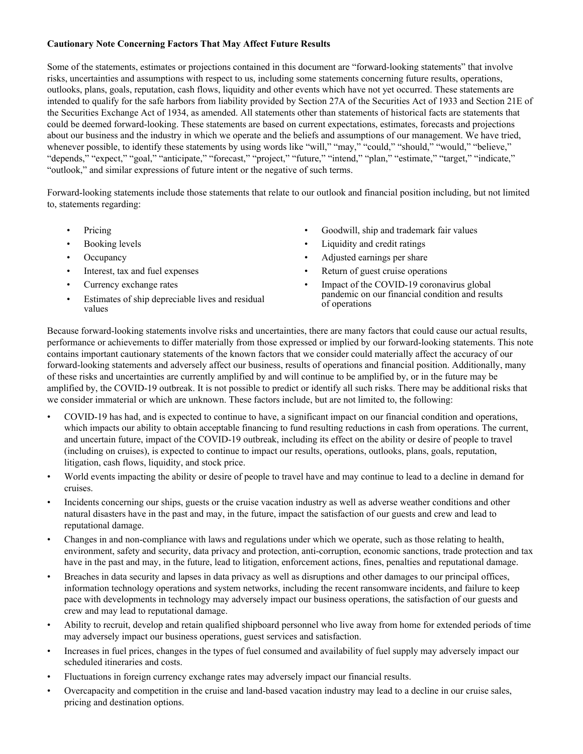**Cautionary Note Concerning Factors That May Affect Future Results**

Some of the statements, estimates or projections contained in this document are "forward-looking statements" that involve risks, uncertainties and assumptions with respect to us, including some statements concerning future results, operations, outlooks, plans, goals, reputation, cash flows, liquidity and other events which have not yet occurred. These statements are intended to qualify for the safe harbors from liability provided by Section 27A of the Securities Act of 1933 and Section 21E of the Securities Exchange Act of 1934, as amended. All statements other than statements of historical facts are statements that could be deemed forward-looking. These statements are based on current expectations, estimates, forecasts and projections about our business and the industry in which we operate and the beliefs and assumptions of our management. We have tried, whenever possible, to identify these statements by using words like "will," "may," "could," "should," "would," "believe," "depends," "expect," "goal," "anticipate," "forecast," "project," "future," "intend," "plan," "estimate," "target," "indicate," "outlook," and similar expressions of future intent or the negative of such terms.

Forward-looking statements include those statements that relate to our outlook and financial position including, but not limited to, statements regarding:

- Pricing
- Booking levels
- Occupancy
- Interest, tax and fuel expenses
- Currency exchange rates
- Estimates of ship depreciable lives and residual values
- Goodwill, ship and trademark fair values
- Liquidity and credit ratings
- Adjusted earnings per share
- Return of guest cruise operations
- Impact of the COVID-19 coronavirus global pandemic on our financial condition and results of operations

Because forward-looking statements involve risks and uncertainties, there are many factors that could cause our actual results, performance or achievements to differ materially from those expressed or implied by our forward-looking statements. This note contains important cautionary statements of the known factors that we consider could materially affect the accuracy of our forward-looking statements and adversely affect our business, results of operations and financial position. Additionally, many of these risks and uncertainties are currently amplified by and will continue to be amplified by, or in the future may be amplified by, the COVID-19 outbreak. It is not possible to predict or identify all such risks. There may be additional risks that we consider immaterial or which are unknown. These factors include, but are not limited to, the following:

- COVID-19 has had, and is expected to continue to have, a significant impact on our financial condition and operations, which impacts our ability to obtain acceptable financing to fund resulting reductions in cash from operations. The current, and uncertain future, impact of the COVID-19 outbreak, including its effect on the ability or desire of people to travel (including on cruises), is expected to continue to impact our results, operations, outlooks, plans, goals, reputation, litigation, cash flows, liquidity, and stock price.
- World events impacting the ability or desire of people to travel have and may continue to lead to a decline in demand for cruises.
- Incidents concerning our ships, guests or the cruise vacation industry as well as adverse weather conditions and other natural disasters have in the past and may, in the future, impact the satisfaction of our guests and crew and lead to reputational damage.
- Changes in and non-compliance with laws and regulations under which we operate, such as those relating to health, environment, safety and security, data privacy and protection, anti-corruption, economic sanctions, trade protection and tax have in the past and may, in the future, lead to litigation, enforcement actions, fines, penalties and reputational damage.
- Breaches in data security and lapses in data privacy as well as disruptions and other damages to our principal offices, information technology operations and system networks, including the recent ransomware incidents, and failure to keep pace with developments in technology may adversely impact our business operations, the satisfaction of our guests and crew and may lead to reputational damage.
- Ability to recruit, develop and retain qualified shipboard personnel who live away from home for extended periods of time may adversely impact our business operations, guest services and satisfaction.
- Increases in fuel prices, changes in the types of fuel consumed and availability of fuel supply may adversely impact our scheduled itineraries and costs.
- Fluctuations in foreign currency exchange rates may adversely impact our financial results.
- Overcapacity and competition in the cruise and land-based vacation industry may lead to a decline in our cruise sales, pricing and destination options.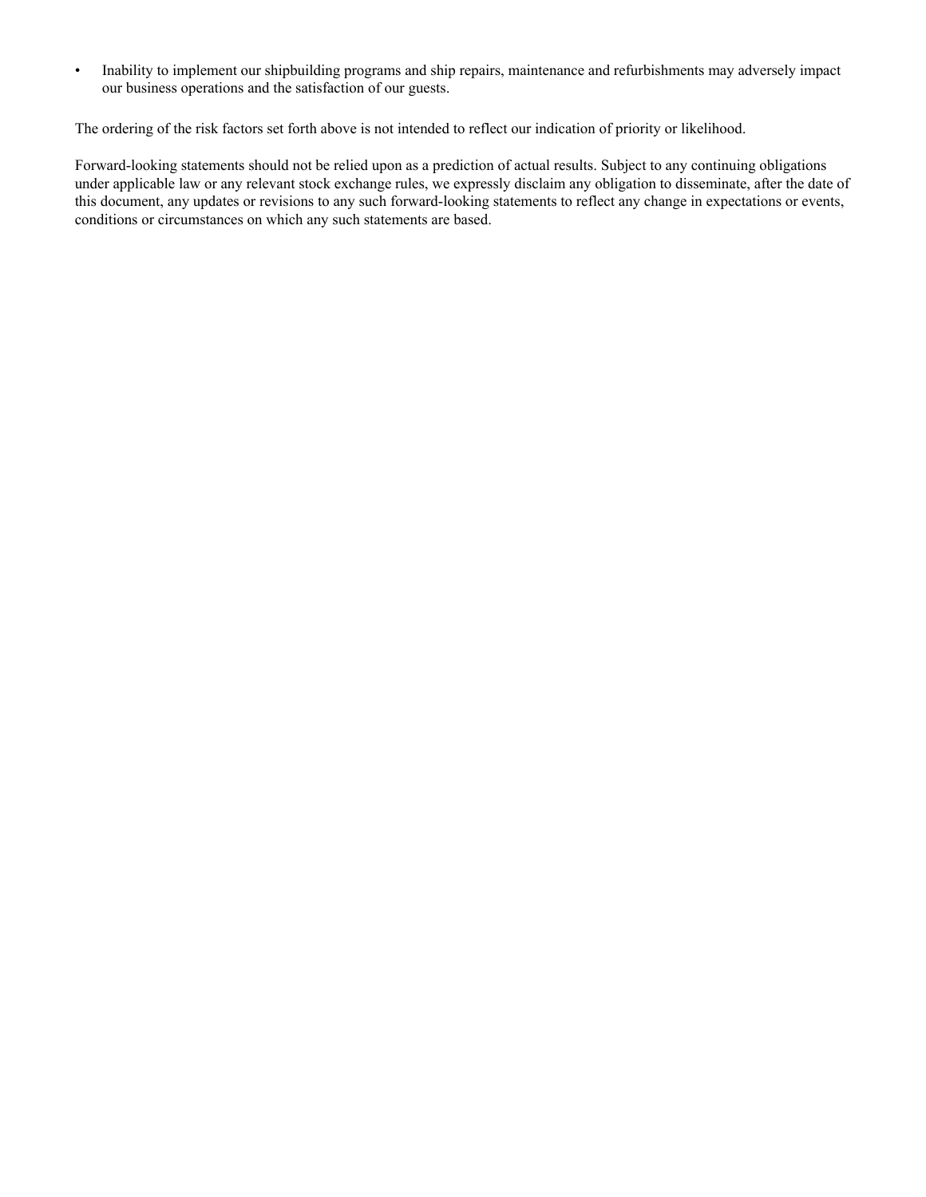- Inability to implement our shipbuilding programs and ship repairs, maintenance and refurbishments may adversely impact our business operations and the satisfaction of our guests.

The ordering of the risk factors set forth above is not intended to reflect our indication of priority or likelihood.

Forward-looking statements should not be relied upon as a prediction of actual results. Subject to any continuing obligations under applicable law or any relevant stock exchange rules, we expressly disclaim any obligation to disseminate, after the date of this document, any updates or revisions to any such forward-looking statements to reflect any change in expectations or events, conditions or circumstances on which any such statements are based.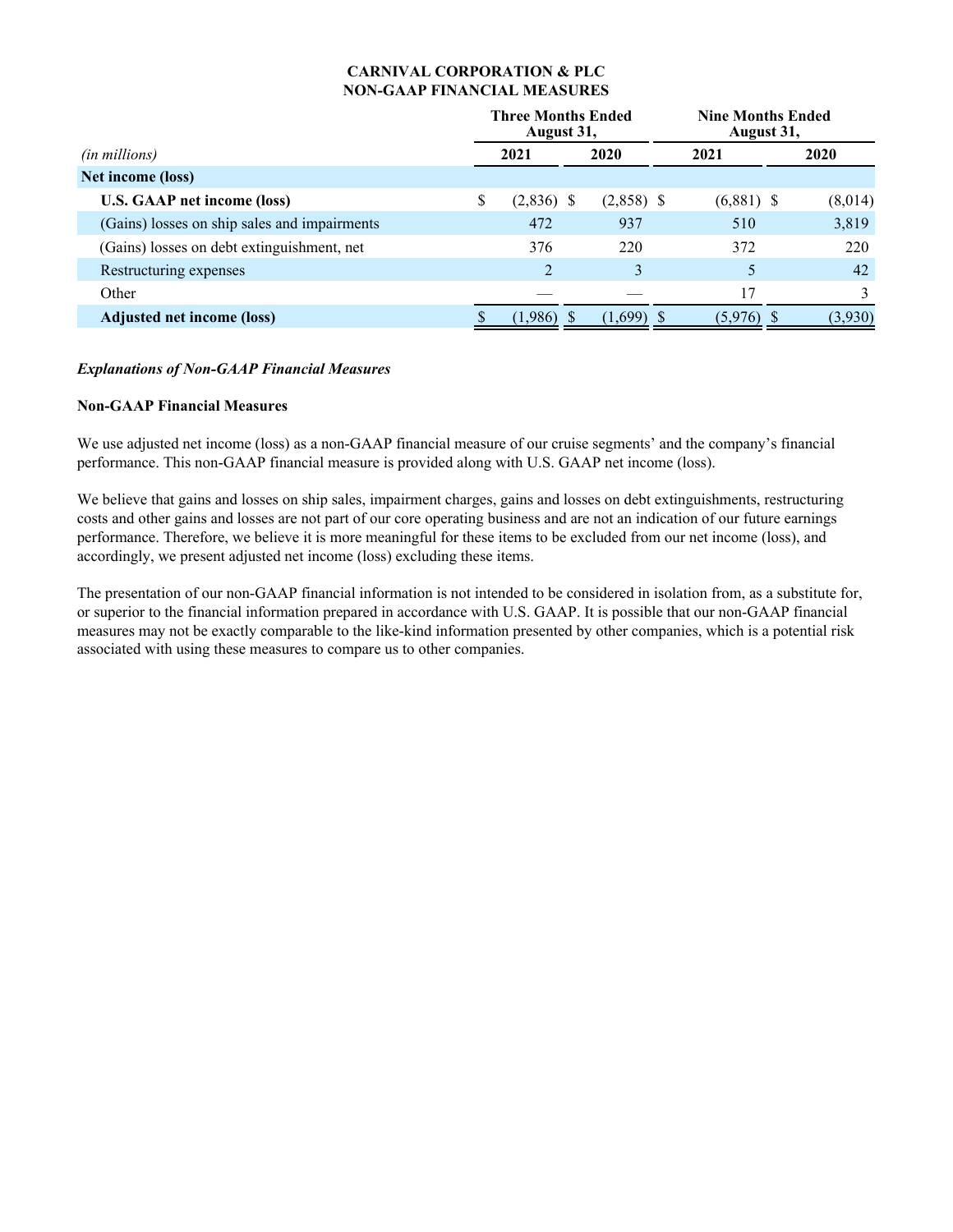**CARNIVAL CORPORATION & PLC**
**NON-GAAP FINANCIAL MEASURES**

| *(in millions)* | Three Months Ended August 31, 2021 | Three Months Ended August 31, 2020 | Nine Months Ended August 31, 2021 | Nine Months Ended August 31, 2020 |
|---|---|---|---|---|
| **Net income (loss)** | | | | |
| **U.S. GAAP net income (loss)** | $ (2,836) | $ (2,858) | $ (6,881) | $ (8,014) |
| (Gains) losses on ship sales and impairments | 472 | 937 | 510 | 3,819 |
| (Gains) losses on debt extinguishment, net | 376 | 220 | 372 | 220 |
| Restructuring expenses | 2 | 3 | 5 | 42 |
| Other | — | — | 17 | 3 |
| **Adjusted net income (loss)** | $ (1,986) | $ (1,699) | $ (5,976) | $ (3,930) |

***Explanations of Non-GAAP Financial Measures***

**Non-GAAP Financial Measures**

We use adjusted net income (loss) as a non-GAAP financial measure of our cruise segments' and the company's financial performance. This non-GAAP financial measure is provided along with U.S. GAAP net income (loss).

We believe that gains and losses on ship sales, impairment charges, gains and losses on debt extinguishments, restructuring costs and other gains and losses are not part of our core operating business and are not an indication of our future earnings performance. Therefore, we believe it is more meaningful for these items to be excluded from our net income (loss), and accordingly, we present adjusted net income (loss) excluding these items.

The presentation of our non-GAAP financial information is not intended to be considered in isolation from, as a substitute for, or superior to the financial information prepared in accordance with U.S. GAAP. It is possible that our non-GAAP financial measures may not be exactly comparable to the like-kind information presented by other companies, which is a potential risk associated with using these measures to compare us to other companies.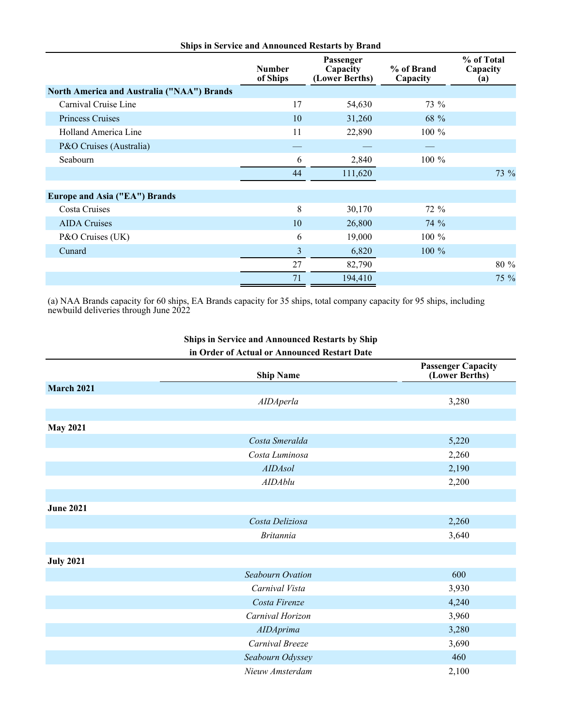**Ships in Service and Announced Restarts by Brand**

| | Number of Ships | Passenger Capacity (Lower Berths) | % of Brand Capacity | % of Total Capacity (a) |
|---|---|---|---|---|
| **North America and Australia ("NAA") Brands** | | | | |
| Carnival Cruise Line | 17 | 54,630 | 73 % | |
| Princess Cruises | 10 | 31,260 | 68 % | |
| Holland America Line | 11 | 22,890 | 100 % | |
| P&O Cruises (Australia) | — | — | — | |
| Seabourn | 6 | 2,840 | 100 % | |
| | 44 | 111,620 | | 73 % |
| **Europe and Asia ("EA") Brands** | | | | |
| Costa Cruises | 8 | 30,170 | 72 % | |
| AIDA Cruises | 10 | 26,800 | 74 % | |
| P&O Cruises (UK) | 6 | 19,000 | 100 % | |
| Cunard | 3 | 6,820 | 100 % | |
| | 27 | 82,790 | | 80 % |
| | 71 | 194,410 | | 75 % |

(a) NAA Brands capacity for 60 ships, EA Brands capacity for 35 ships, total company capacity for 95 ships, including newbuild deliveries through June 2022

**Ships in Service and Announced Restarts by Ship in Order of Actual or Announced Restart Date**

| | Ship Name | Passenger Capacity (Lower Berths) |
|---|---|---|
| **March 2021** | | |
| | *AIDAperla* | 3,280 |
| **May 2021** | | |
| | *Costa Smeralda* | 5,220 |
| | *Costa Luminosa* | 2,260 |
| | *AIDAsol* | 2,190 |
| | *AIDAblu* | 2,200 |
| **June 2021** | | |
| | *Costa Deliziosa* | 2,260 |
| | *Britannia* | 3,640 |
| **July 2021** | | |
| | *Seabourn Ovation* | 600 |
| | *Carnival Vista* | 3,930 |
| | *Costa Firenze* | 4,240 |
| | *Carnival Horizon* | 3,960 |
| | *AIDAprima* | 3,280 |
| | *Carnival Breeze* | 3,690 |
| | *Seabourn Odyssey* | 460 |
| | *Nieuw Amsterdam* | 2,100 |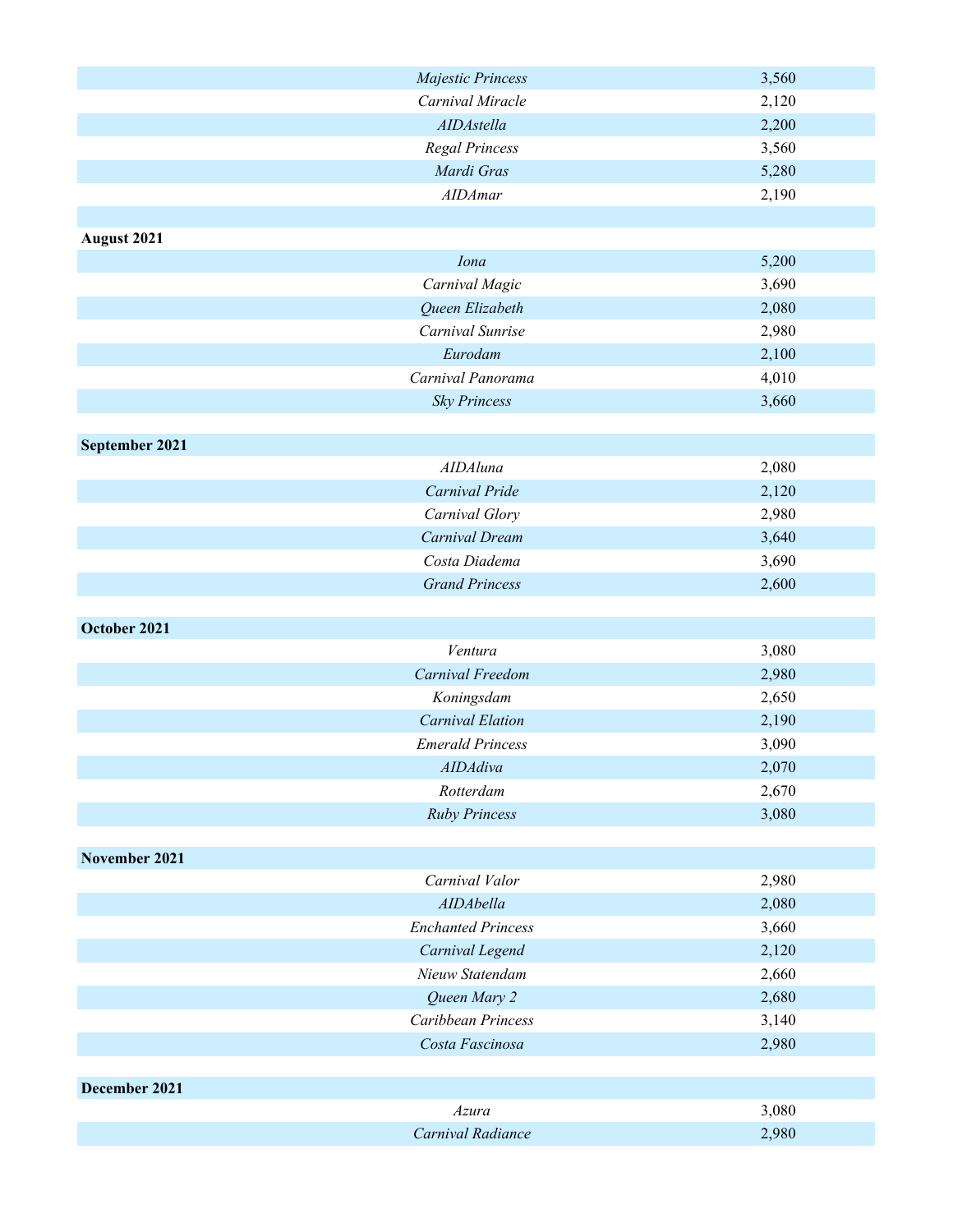| | | |
|---|---|---|
| | *Majestic Princess* | 3,560 |
| | *Carnival Miracle* | 2,120 |
| | *AIDAstella* | 2,200 |
| | *Regal Princess* | 3,560 |
| | *Mardi Gras* | 5,280 |
| | *AIDAmar* | 2,190 |
| | | |
| **August 2021** | | |
| | *Iona* | 5,200 |
| | *Carnival Magic* | 3,690 |
| | *Queen Elizabeth* | 2,080 |
| | *Carnival Sunrise* | 2,980 |
| | *Eurodam* | 2,100 |
| | *Carnival Panorama* | 4,010 |
| | *Sky Princess* | 3,660 |
| | | |
| **September 2021** | | |
| | *AIDAluna* | 2,080 |
| | *Carnival Pride* | 2,120 |
| | *Carnival Glory* | 2,980 |
| | *Carnival Dream* | 3,640 |
| | *Costa Diadema* | 3,690 |
| | *Grand Princess* | 2,600 |
| | | |
| **October 2021** | | |
| | *Ventura* | 3,080 |
| | *Carnival Freedom* | 2,980 |
| | *Koningsdam* | 2,650 |
| | *Carnival Elation* | 2,190 |
| | *Emerald Princess* | 3,090 |
| | *AIDAdiva* | 2,070 |
| | *Rotterdam* | 2,670 |
| | *Ruby Princess* | 3,080 |
| | | |
| **November 2021** | | |
| | *Carnival Valor* | 2,980 |
| | *AIDAbella* | 2,080 |
| | *Enchanted Princess* | 3,660 |
| | *Carnival Legend* | 2,120 |
| | *Nieuw Statendam* | 2,660 |
| | *Queen Mary 2* | 2,680 |
| | *Caribbean Princess* | 3,140 |
| | *Costa Fascinosa* | 2,980 |
| | | |
| **December 2021** | | |
| | *Azura* | 3,080 |
| | *Carnival Radiance* | 2,980 |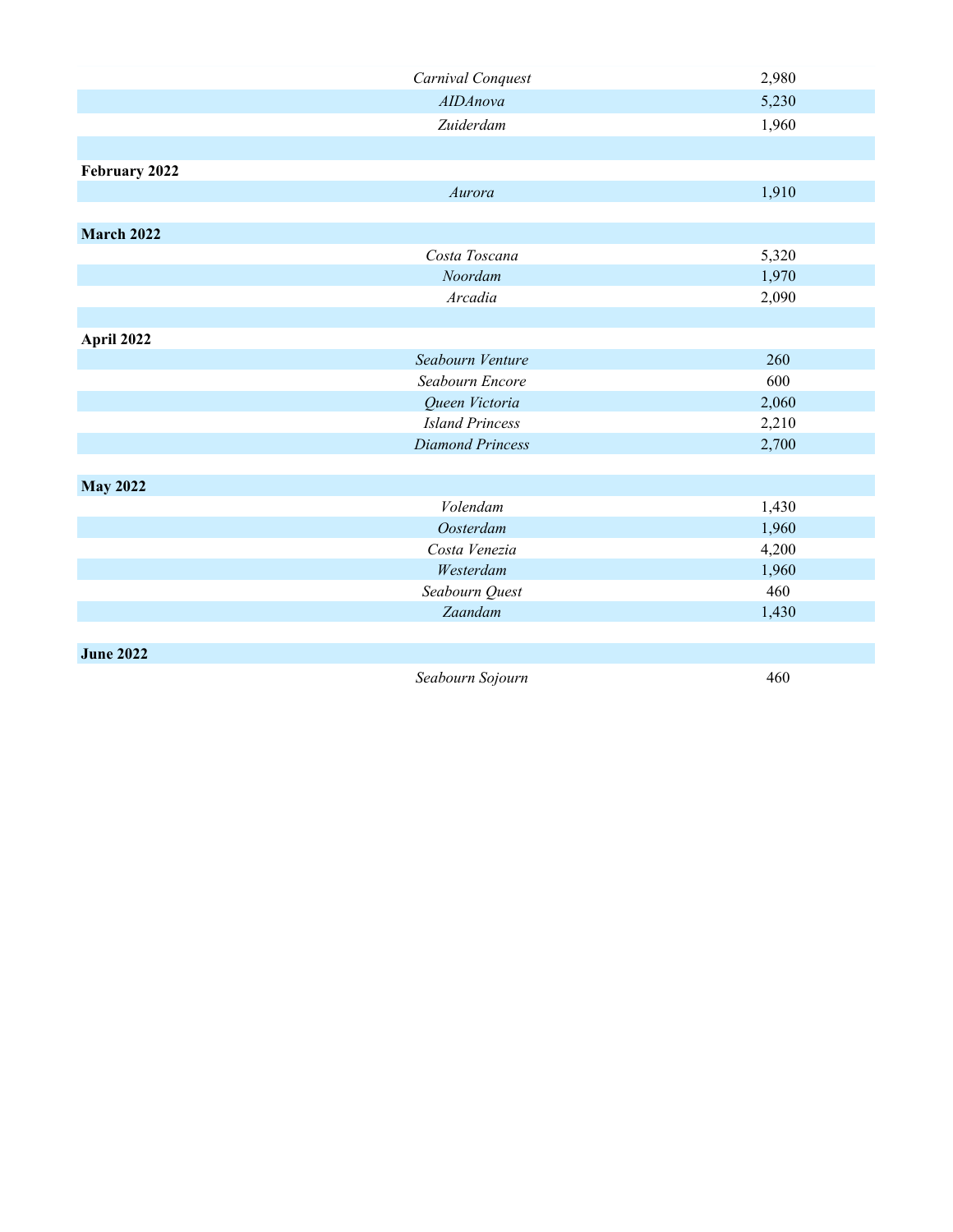| | | |
|---|---|---|
| | *Carnival Conquest* | 2,980 |
| | *AIDAnova* | 5,230 |
| | *Zuiderdam* | 1,960 |
| | | |
| **February 2022** | | |
| | *Aurora* | 1,910 |
| | | |
| **March 2022** | | |
| | *Costa Toscana* | 5,320 |
| | *Noordam* | 1,970 |
| | *Arcadia* | 2,090 |
| | | |
| **April 2022** | | |
| | *Seabourn Venture* | 260 |
| | *Seabourn Encore* | 600 |
| | *Queen Victoria* | 2,060 |
| | *Island Princess* | 2,210 |
| | *Diamond Princess* | 2,700 |
| | | |
| **May 2022** | | |
| | *Volendam* | 1,430 |
| | *Oosterdam* | 1,960 |
| | *Costa Venezia* | 4,200 |
| | *Westerdam* | 1,960 |
| | *Seabourn Quest* | 460 |
| | *Zaandam* | 1,430 |
| | | |
| **June 2022** | | |
| | *Seabourn Sojourn* | 460 |